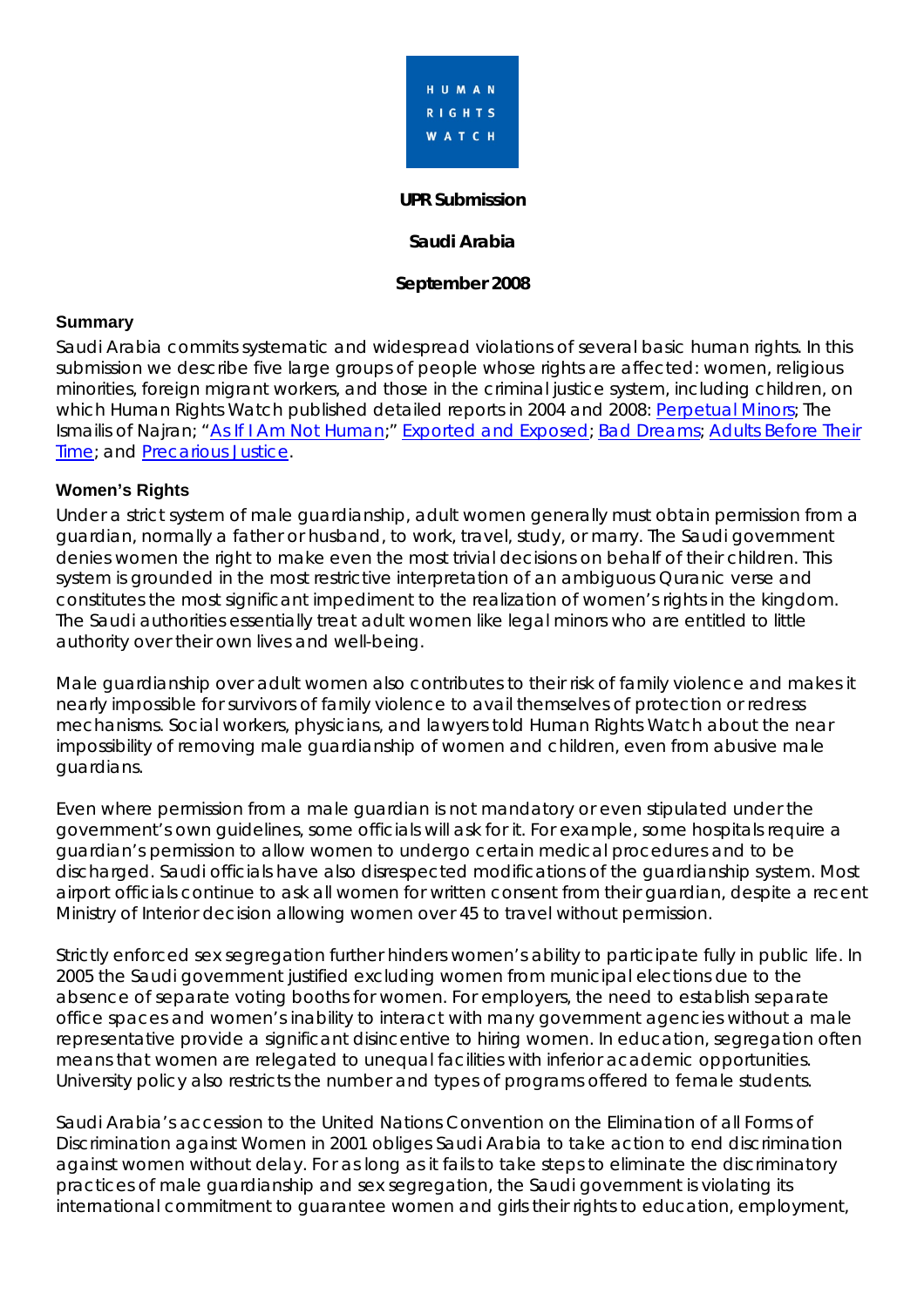HUMAN RIGHTS WATCH

**UPR Submission**

**Saudi Arabia**

**September 2008**

### Summary

Saudi Arabia commits systematic and widespread violations of several basic human rights. In this submission we describe five large groups of people whose rights are affected: women, religious minorities, foreign migrant workers, and those in the criminal justice system, including children, on which Human Rights Watch published detailed reports in 2004 and 2008: Perpetual Minors; The Ismailis of Najran; "As If I Am Not Human;" Exported and Exposed; Bad Dreams; Adults Before Their Time; and Precarious Justice.

### Women's Rights

Under a strict system of male guardianship, adult women generally must obtain permission from a guardian, normally a father or husband, to work, travel, study, or marry. The Saudi government denies women the right to make even the most trivial decisions on behalf of their children. This system is grounded in the most restrictive interpretation of an ambiguous Quranic verse and constitutes the most significant impediment to the realization of women's rights in the kingdom. The Saudi authorities essentially treat adult women like legal minors who are entitled to little authority over their own lives and well-being.

Male guardianship over adult women also contributes to their risk of family violence and makes it nearly impossible for survivors of family violence to avail themselves of protection or redress mechanisms. Social workers, physicians, and lawyers told Human Rights Watch about the near impossibility of removing male guardianship of women and children, even from abusive male guardians.

Even where permission from a male guardian is not mandatory or even stipulated under the government's own guidelines, some officials will ask for it. For example, some hospitals require a guardian's permission to allow women to undergo certain medical procedures and to be discharged. Saudi officials have also disrespected modifications of the guardianship system. Most airport officials continue to ask all women for written consent from their guardian, despite a recent Ministry of Interior decision allowing women over 45 to travel without permission.

Strictly enforced sex segregation further hinders women's ability to participate fully in public life. In 2005 the Saudi government justified excluding women from municipal elections due to the absence of separate voting booths for women. For employers, the need to establish separate office spaces and women's inability to interact with many government agencies without a male representative provide a significant disincentive to hiring women. In education, segregation often means that women are relegated to unequal facilities with inferior academic opportunities. University policy also restricts the number and types of programs offered to female students.

Saudi Arabia's accession to the United Nations Convention on the Elimination of all Forms of Discrimination against Women in 2001 obliges Saudi Arabia to take action to end discrimination against women without delay. For as long as it fails to take steps to eliminate the discriminatory practices of male guardianship and sex segregation, the Saudi government is violating its international commitment to guarantee women and girls their rights to education, employment,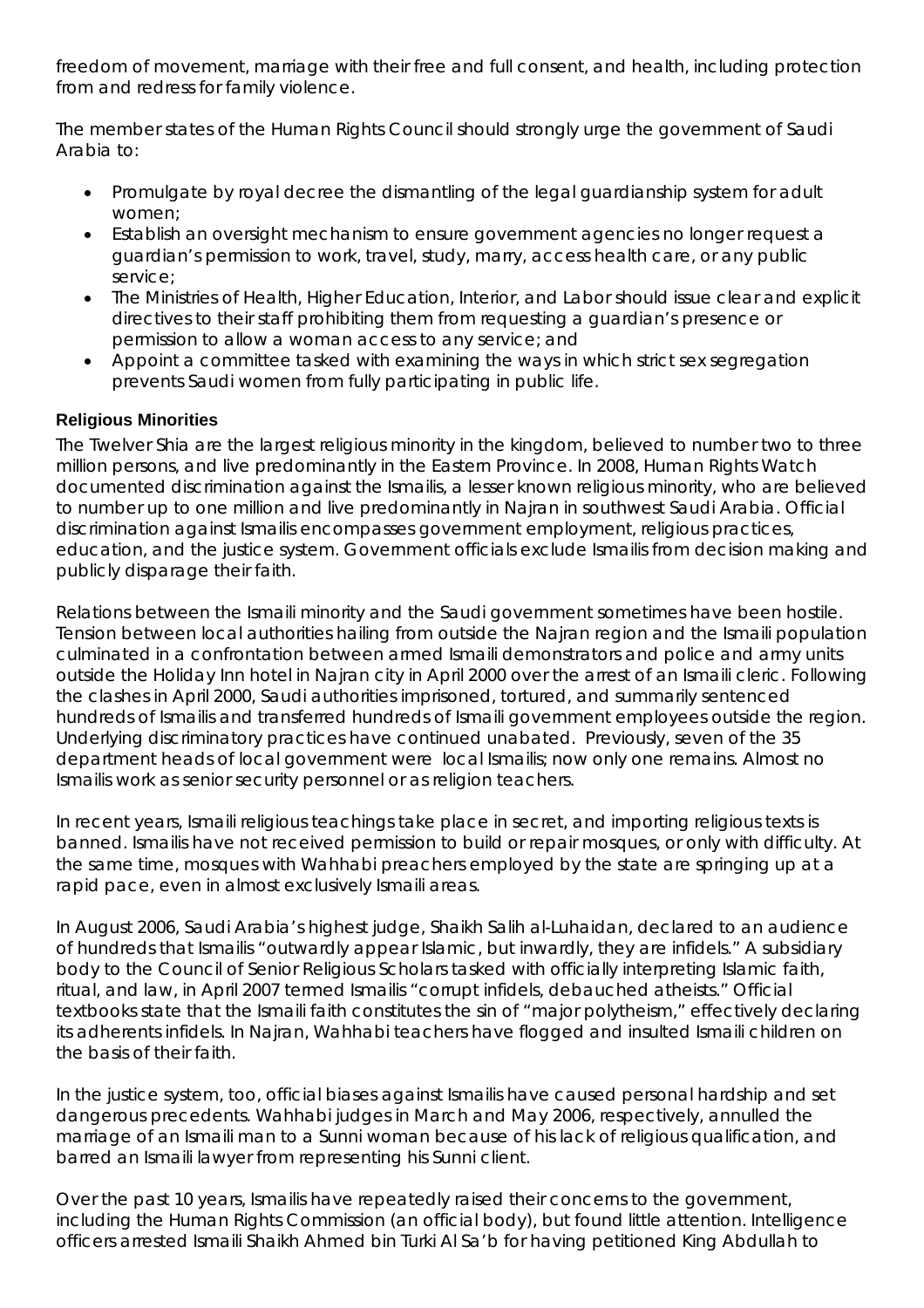freedom of movement, marriage with their free and full consent, and health, including protection from and redress for family violence.

The member states of the Human Rights Council should strongly urge the government of Saudi Arabia to:

- Promulgate by royal decree the dismantling of the legal guardianship system for adult women;
- Establish an oversight mechanism to ensure government agencies no longer request a guardian's permission to work, travel, study, marry, access health care, or any public service;
- The Ministries of Health, Higher Education, Interior, and Labor should issue clear and explicit directives to their staff prohibiting them from requesting a guardian's presence or permission to allow a woman access to any service; and
- Appoint a committee tasked with examining the ways in which strict sex segregation prevents Saudi women from fully participating in public life.

### Religious Minorities

The Twelver Shia are the largest religious minority in the kingdom, believed to number two to three million persons, and live predominantly in the Eastern Province. In 2008, Human Rights Watch documented discrimination against the Ismailis, a lesser known religious minority, who are believed to number up to one million and live predominantly in Najran in southwest Saudi Arabia. Official discrimination against Ismailis encompasses government employment, religious practices, education, and the justice system. Government officials exclude Ismailis from decision making and publicly disparage their faith.

Relations between the Ismaili minority and the Saudi government sometimes have been hostile. Tension between local authorities hailing from outside the Najran region and the Ismaili population culminated in a confrontation between armed Ismaili demonstrators and police and army units outside the Holiday Inn hotel in Najran city in April 2000 over the arrest of an Ismaili cleric. Following the clashes in April 2000, Saudi authorities imprisoned, tortured, and summarily sentenced hundreds of Ismailis and transferred hundreds of Ismaili government employees outside the region. Underlying discriminatory practices have continued unabated. Previously, seven of the 35 department heads of local government were local Ismailis; now only one remains. Almost no Ismailis work as senior security personnel or as religion teachers.

In recent years, Ismaili religious teachings take place in secret, and importing religious texts is banned. Ismailis have not received permission to build or repair mosques, or only with difficulty. At the same time, mosques with Wahhabi preachers employed by the state are springing up at a rapid pace, even in almost exclusively Ismaili areas.

In August 2006, Saudi Arabia's highest judge, Shaikh Salih al-Luhaidan, declared to an audience of hundreds that Ismailis "outwardly appear Islamic, but inwardly, they are infidels." A subsidiary body to the Council of Senior Religious Scholars tasked with officially interpreting Islamic faith, ritual, and law, in April 2007 termed Ismailis "corrupt infidels, debauched atheists." Official textbooks state that the Ismaili faith constitutes the sin of "major polytheism," effectively declaring its adherents infidels. In Najran, Wahhabi teachers have flogged and insulted Ismaili children on the basis of their faith.

In the justice system, too, official biases against Ismailis have caused personal hardship and set dangerous precedents. Wahhabi judges in March and May 2006, respectively, annulled the marriage of an Ismaili man to a Sunni woman because of his lack of religious qualification, and barred an Ismaili lawyer from representing his Sunni client.

Over the past 10 years, Ismailis have repeatedly raised their concerns to the government, including the Human Rights Commission (an official body), but found little attention. Intelligence officers arrested Ismaili Shaikh Ahmed bin Turki Al Sa'b for having petitioned King Abdullah to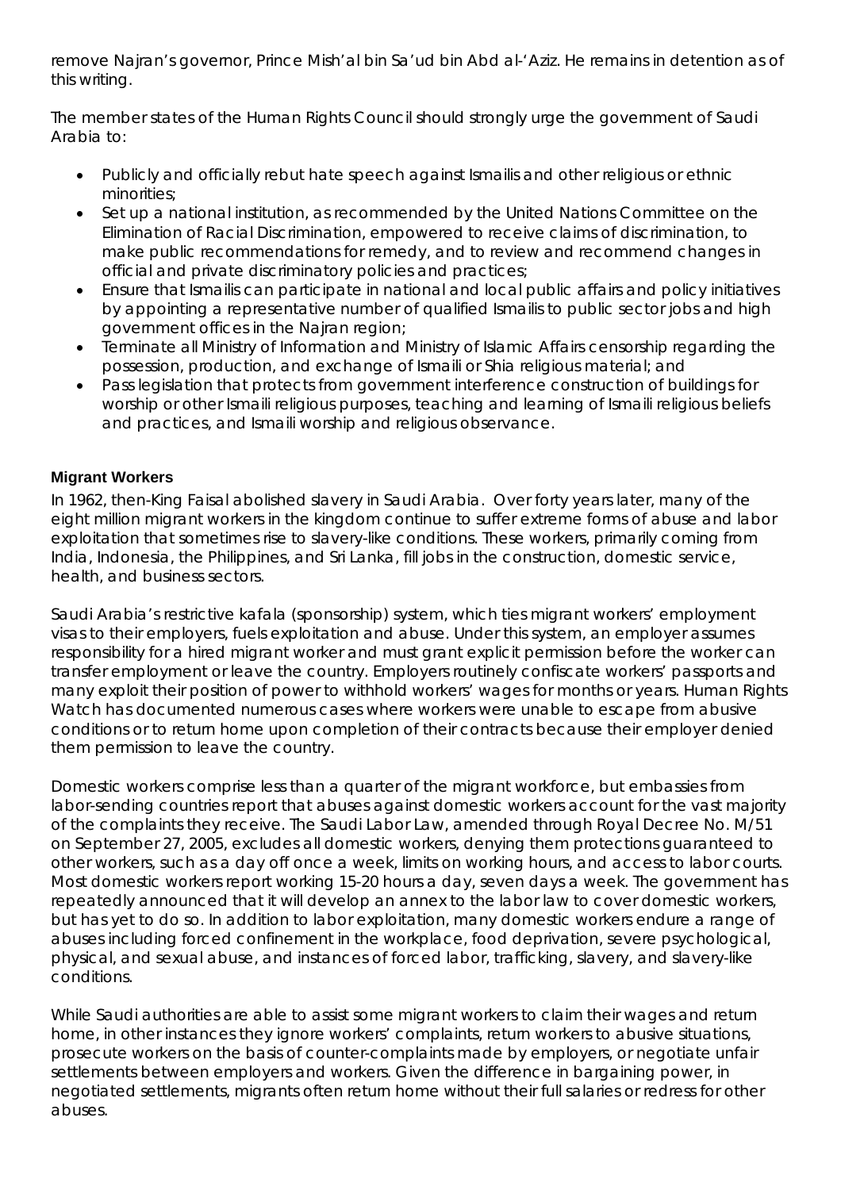remove Najran's governor, Prince Mish'al bin Sa'ud bin Abd al-'Aziz. He remains in detention as of this writing.

The member states of the Human Rights Council should strongly urge the government of Saudi Arabia to:

- Publicly and officially rebut hate speech against Ismailis and other religious or ethnic minorities;
- Set up a national institution, as recommended by the United Nations Committee on the Elimination of Racial Discrimination, empowered to receive claims of discrimination, to make public recommendations for remedy, and to review and recommend changes in official and private discriminatory policies and practices;
- Ensure that Ismailis can participate in national and local public affairs and policy initiatives by appointing a representative number of qualified Ismailis to public sector jobs and high government offices in the Najran region;
- Terminate all Ministry of Information and Ministry of Islamic Affairs censorship regarding the possession, production, and exchange of Ismaili or Shia religious material; and
- Pass legislation that protects from government interference construction of buildings for worship or other Ismaili religious purposes, teaching and learning of Ismaili religious beliefs and practices, and Ismaili worship and religious observance.

### Migrant Workers

In 1962, then-King Faisal abolished slavery in Saudi Arabia. Over forty years later, many of the eight million migrant workers in the kingdom continue to suffer extreme forms of abuse and labor exploitation that sometimes rise to slavery-like conditions. These workers, primarily coming from India, Indonesia, the Philippines, and Sri Lanka, fill jobs in the construction, domestic service, health, and business sectors.

Saudi Arabia's restrictive kafala (sponsorship) system, which ties migrant workers' employment visas to their employers, fuels exploitation and abuse. Under this system, an employer assumes responsibility for a hired migrant worker and must grant explicit permission before the worker can transfer employment or leave the country. Employers routinely confiscate workers' passports and many exploit their position of power to withhold workers' wages for months or years. Human Rights Watch has documented numerous cases where workers were unable to escape from abusive conditions or to return home upon completion of their contracts because their employer denied them permission to leave the country.

Domestic workers comprise less than a quarter of the migrant workforce, but embassies from labor-sending countries report that abuses against domestic workers account for the vast majority of the complaints they receive. The Saudi Labor Law, amended through Royal Decree No. M/51 on September 27, 2005, excludes all domestic workers, denying them protections guaranteed to other workers, such as a day off once a week, limits on working hours, and access to labor courts. Most domestic workers report working 15-20 hours a day, seven days a week. The government has repeatedly announced that it will develop an annex to the labor law to cover domestic workers, but has yet to do so. In addition to labor exploitation, many domestic workers endure a range of abuses including forced confinement in the workplace, food deprivation, severe psychological, physical, and sexual abuse, and instances of forced labor, trafficking, slavery, and slavery-like conditions.

While Saudi authorities are able to assist some migrant workers to claim their wages and return home, in other instances they ignore workers' complaints, return workers to abusive situations, prosecute workers on the basis of counter-complaints made by employers, or negotiate unfair settlements between employers and workers. Given the difference in bargaining power, in negotiated settlements, migrants often return home without their full salaries or redress for other abuses.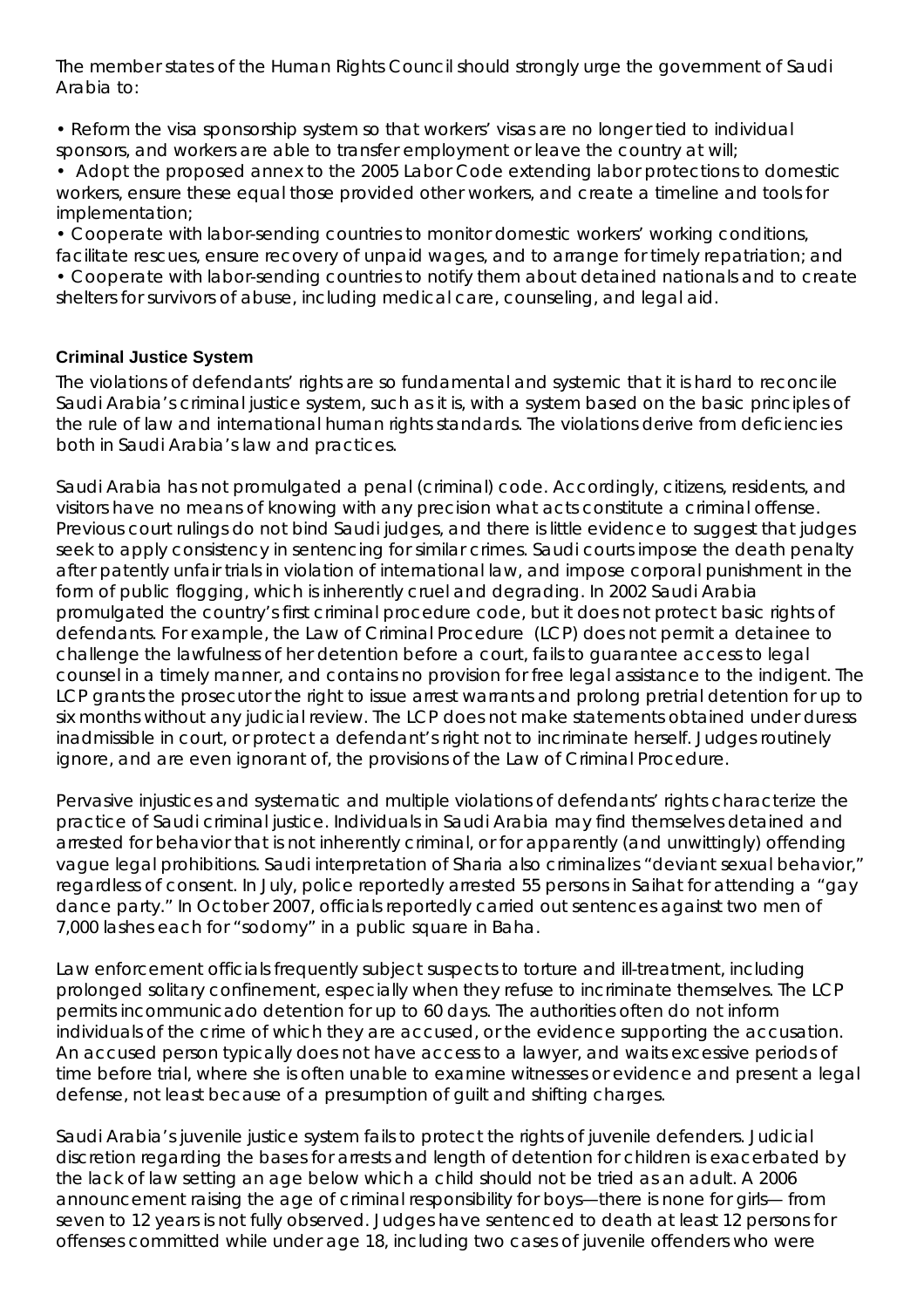The member states of the Human Rights Council should strongly urge the government of Saudi Arabia to:

- Reform the visa sponsorship system so that workers' visas are no longer tied to individual sponsors, and workers are able to transfer employment or leave the country at will;
- Adopt the proposed annex to the 2005 Labor Code extending labor protections to domestic workers, ensure these equal those provided other workers, and create a timeline and tools for implementation;
- Cooperate with labor-sending countries to monitor domestic workers' working conditions, facilitate rescues, ensure recovery of unpaid wages, and to arrange for timely repatriation; and
- Cooperate with labor-sending countries to notify them about detained nationals and to create shelters for survivors of abuse, including medical care, counseling, and legal aid.

### Criminal Justice System

The violations of defendants' rights are so fundamental and systemic that it is hard to reconcile Saudi Arabia's criminal justice system, such as it is, with a system based on the basic principles of the rule of law and international human rights standards. The violations derive from deficiencies both in Saudi Arabia's law and practices.

Saudi Arabia has not promulgated a penal (criminal) code. Accordingly, citizens, residents, and visitors have no means of knowing with any precision what acts constitute a criminal offense. Previous court rulings do not bind Saudi judges, and there is little evidence to suggest that judges seek to apply consistency in sentencing for similar crimes. Saudi courts impose the death penalty after patently unfair trials in violation of international law, and impose corporal punishment in the form of public flogging, which is inherently cruel and degrading. In 2002 Saudi Arabia promulgated the country's first criminal procedure code, but it does not protect basic rights of defendants. For example, the Law of Criminal Procedure (LCP) does not permit a detainee to challenge the lawfulness of her detention before a court, fails to guarantee access to legal counsel in a timely manner, and contains no provision for free legal assistance to the indigent. The LCP grants the prosecutor the right to issue arrest warrants and prolong pretrial detention for up to six months without any judicial review. The LCP does not make statements obtained under duress inadmissible in court, or protect a defendant's right not to incriminate herself. Judges routinely ignore, and are even ignorant of, the provisions of the Law of Criminal Procedure.

Pervasive injustices and systematic and multiple violations of defendants' rights characterize the practice of Saudi criminal justice. Individuals in Saudi Arabia may find themselves detained and arrested for behavior that is not inherently criminal, or for apparently (and unwittingly) offending vague legal prohibitions. Saudi interpretation of Sharia also criminalizes "deviant sexual behavior," regardless of consent. In July, police reportedly arrested 55 persons in Saihat for attending a "gay dance party." In October 2007, officials reportedly carried out sentences against two men of 7,000 lashes each for "sodomy" in a public square in Baha.

Law enforcement officials frequently subject suspects to torture and ill-treatment, including prolonged solitary confinement, especially when they refuse to incriminate themselves. The LCP permits incommunicado detention for up to 60 days. The authorities often do not inform individuals of the crime of which they are accused, or the evidence supporting the accusation. An accused person typically does not have access to a lawyer, and waits excessive periods of time before trial, where she is often unable to examine witnesses or evidence and present a legal defense, not least because of a presumption of guilt and shifting charges.

Saudi Arabia's juvenile justice system fails to protect the rights of juvenile defenders. Judicial discretion regarding the bases for arrests and length of detention for children is exacerbated by the lack of law setting an age below which a child should not be tried as an adult. A 2006 announcement raising the age of criminal responsibility for boys—there is none for girls— from seven to 12 years is not fully observed. Judges have sentenced to death at least 12 persons for offenses committed while under age 18, including two cases of juvenile offenders who were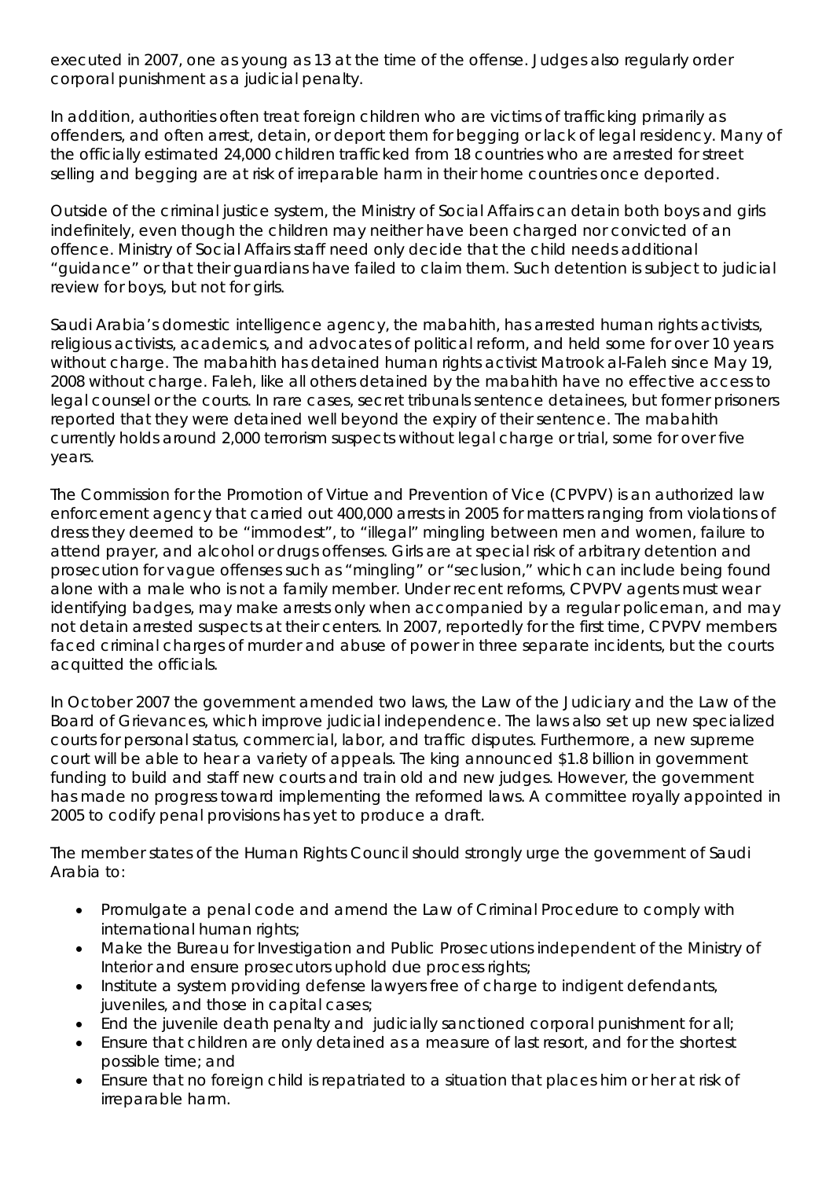executed in 2007, one as young as 13 at the time of the offense. Judges also regularly order corporal punishment as a judicial penalty.

In addition, authorities often treat foreign children who are victims of trafficking primarily as offenders, and often arrest, detain, or deport them for begging or lack of legal residency. Many of the officially estimated 24,000 children trafficked from 18 countries who are arrested for street selling and begging are at risk of irreparable harm in their home countries once deported.

Outside of the criminal justice system, the Ministry of Social Affairs can detain both boys and girls indefinitely, even though the children may neither have been charged nor convicted of an offence. Ministry of Social Affairs staff need only decide that the child needs additional "guidance" or that their guardians have failed to claim them. Such detention is subject to judicial review for boys, but not for girls.

Saudi Arabia's domestic intelligence agency, the mabahith, has arrested human rights activists, religious activists, academics, and advocates of political reform, and held some for over 10 years without charge. The mabahith has detained human rights activist Matrook al-Faleh since May 19, 2008 without charge. Faleh, like all others detained by the mabahith have no effective access to legal counsel or the courts. In rare cases, secret tribunals sentence detainees, but former prisoners reported that they were detained well beyond the expiry of their sentence. The mabahith currently holds around 2,000 terrorism suspects without legal charge or trial, some for over five years.

The Commission for the Promotion of Virtue and Prevention of Vice (CPVPV) is an authorized law enforcement agency that carried out 400,000 arrests in 2005 for matters ranging from violations of dress they deemed to be "immodest", to "illegal" mingling between men and women, failure to attend prayer, and alcohol or drugs offenses. Girls are at special risk of arbitrary detention and prosecution for vague offenses such as "mingling" or "seclusion," which can include being found alone with a male who is not a family member. Under recent reforms, CPVPV agents must wear identifying badges, may make arrests only when accompanied by a regular policeman, and may not detain arrested suspects at their centers. In 2007, reportedly for the first time, CPVPV members faced criminal charges of murder and abuse of power in three separate incidents, but the courts acquitted the officials.

In October 2007 the government amended two laws, the Law of the Judiciary and the Law of the Board of Grievances, which improve judicial independence. The laws also set up new specialized courts for personal status, commercial, labor, and traffic disputes. Furthermore, a new supreme court will be able to hear a variety of appeals. The king announced $1.8 billion in government funding to build and staff new courts and train old and new judges. However, the government has made no progress toward implementing the reformed laws. A committee royally appointed in 2005 to codify penal provisions has yet to produce a draft.

The member states of the Human Rights Council should strongly urge the government of Saudi Arabia to:

- Promulgate a penal code and amend the Law of Criminal Procedure to comply with international human rights;
- Make the Bureau for Investigation and Public Prosecutions independent of the Ministry of Interior and ensure prosecutors uphold due process rights;
- Institute a system providing defense lawyers free of charge to indigent defendants, juveniles, and those in capital cases;
- End the juvenile death penalty and judicially sanctioned corporal punishment for all;
- Ensure that children are only detained as a measure of last resort, and for the shortest possible time; and
- Ensure that no foreign child is repatriated to a situation that places him or her at risk of irreparable harm.